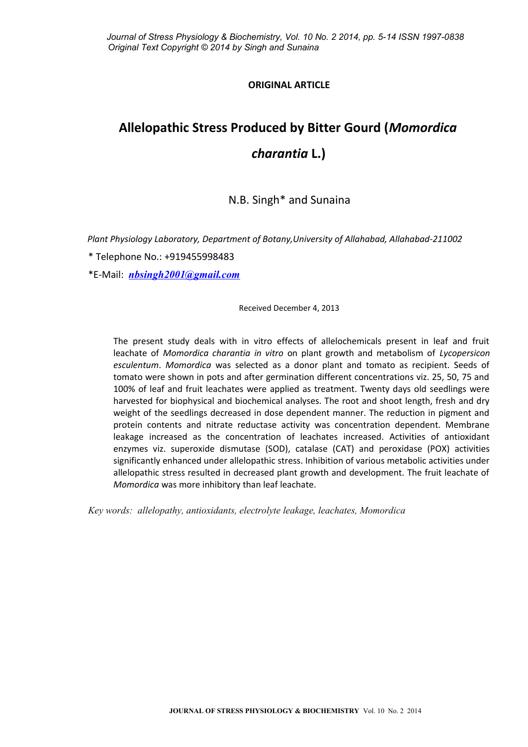ORIGINAL ARTICLE

# Allelopathic Stress Produced by Bitter Gourd (*Momordica charantia* L.)

N.B. Singh* and Sunaina

*Plant Physiology Laboratory, Department of Botany,University of Allahabad, Allahabad-211002*

\* Telephone No.: +919455998483

*E-Mail: ***nbsingh2001@gmail.com***

Received December 4, 2013

The present study deals with in vitro effects of allelochemicals present in leaf and fruit leachate of *Momordica charantia in vitro* on plant growth and metabolism of *Lycopersicon esculentum*. *Momordica* was selected as a donor plant and tomato as recipient. Seeds of tomato were shown in pots and after germination different concentrations viz. 25, 50, 75 and 100% of leaf and fruit leachates were applied as treatment. Twenty days old seedlings were harvested for biophysical and biochemical analyses. The root and shoot length, fresh and dry weight of the seedlings decreased in dose dependent manner. The reduction in pigment and protein contents and nitrate reductase activity was concentration dependent. Membrane leakage increased as the concentration of leachates increased. Activities of antioxidant enzymes viz. superoxide dismutase (SOD), catalase (CAT) and peroxidase (POX) activities significantly enhanced under allelopathic stress. Inhibition of various metabolic activities under allelopathic stress resulted in decreased plant growth and development. The fruit leachate of *Momordica* was more inhibitory than leaf leachate.

*Key words: allelopathy, antioxidants, electrolyte leakage, leachates, Momordica*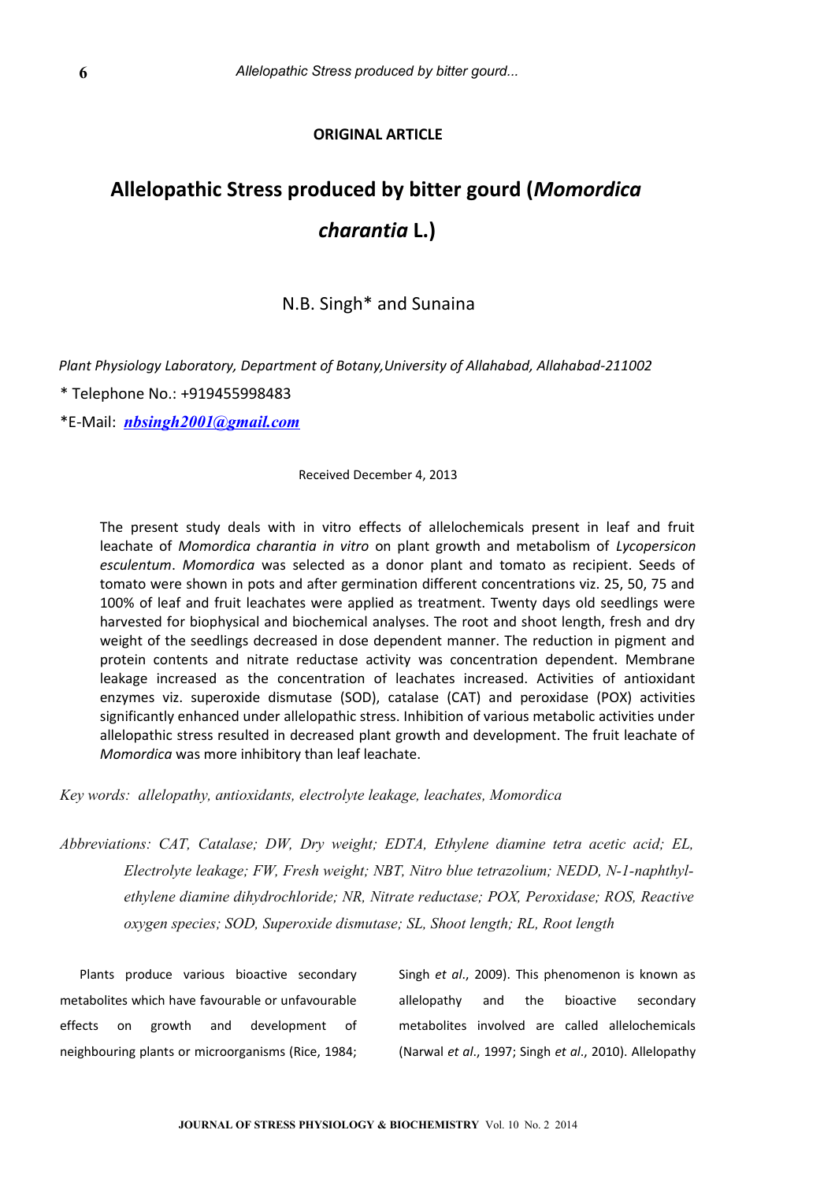**ORIGINAL ARTICLE**

# Allelopathic Stress produced by bitter gourd (*Momordica charantia* L.)

N.B. Singh* and Sunaina

*Plant Physiology Laboratory, Department of Botany,University of Allahabad, Allahabad-211002*

* Telephone No.: +919455998483

*E-Mail: *nbsingh2001@gmail.com*

Received December 4, 2013

The present study deals with in vitro effects of allelochemicals present in leaf and fruit leachate of *Momordica charantia in vitro* on plant growth and metabolism of *Lycopersicon esculentum*. *Momordica* was selected as a donor plant and tomato as recipient. Seeds of tomato were shown in pots and after germination different concentrations viz. 25, 50, 75 and 100% of leaf and fruit leachates were applied as treatment. Twenty days old seedlings were harvested for biophysical and biochemical analyses. The root and shoot length, fresh and dry weight of the seedlings decreased in dose dependent manner. The reduction in pigment and protein contents and nitrate reductase activity was concentration dependent. Membrane leakage increased as the concentration of leachates increased. Activities of antioxidant enzymes viz. superoxide dismutase (SOD), catalase (CAT) and peroxidase (POX) activities significantly enhanced under allelopathic stress. Inhibition of various metabolic activities under allelopathic stress resulted in decreased plant growth and development. The fruit leachate of *Momordica* was more inhibitory than leaf leachate.

*Key words: allelopathy, antioxidants, electrolyte leakage, leachates, Momordica*

*Abbreviations: CAT, Catalase; DW, Dry weight; EDTA, Ethylene diamine tetra acetic acid; EL, Electrolyte leakage; FW, Fresh weight; NBT, Nitro blue tetrazolium; NEDD, N-1-naphthyl-ethylene diamine dihydrochloride; NR, Nitrate reductase; POX, Peroxidase; ROS, Reactive oxygen species; SOD, Superoxide dismutase; SL, Shoot length; RL, Root length*

Plants produce various bioactive secondary metabolites which have favourable or unfavourable effects on growth and development of neighbouring plants or microorganisms (Rice, 1984; Singh *et al*., 2009). This phenomenon is known as allelopathy and the bioactive secondary metabolites involved are called allelochemicals (Narwal *et al*., 1997; Singh *et al*., 2010). Allelopathy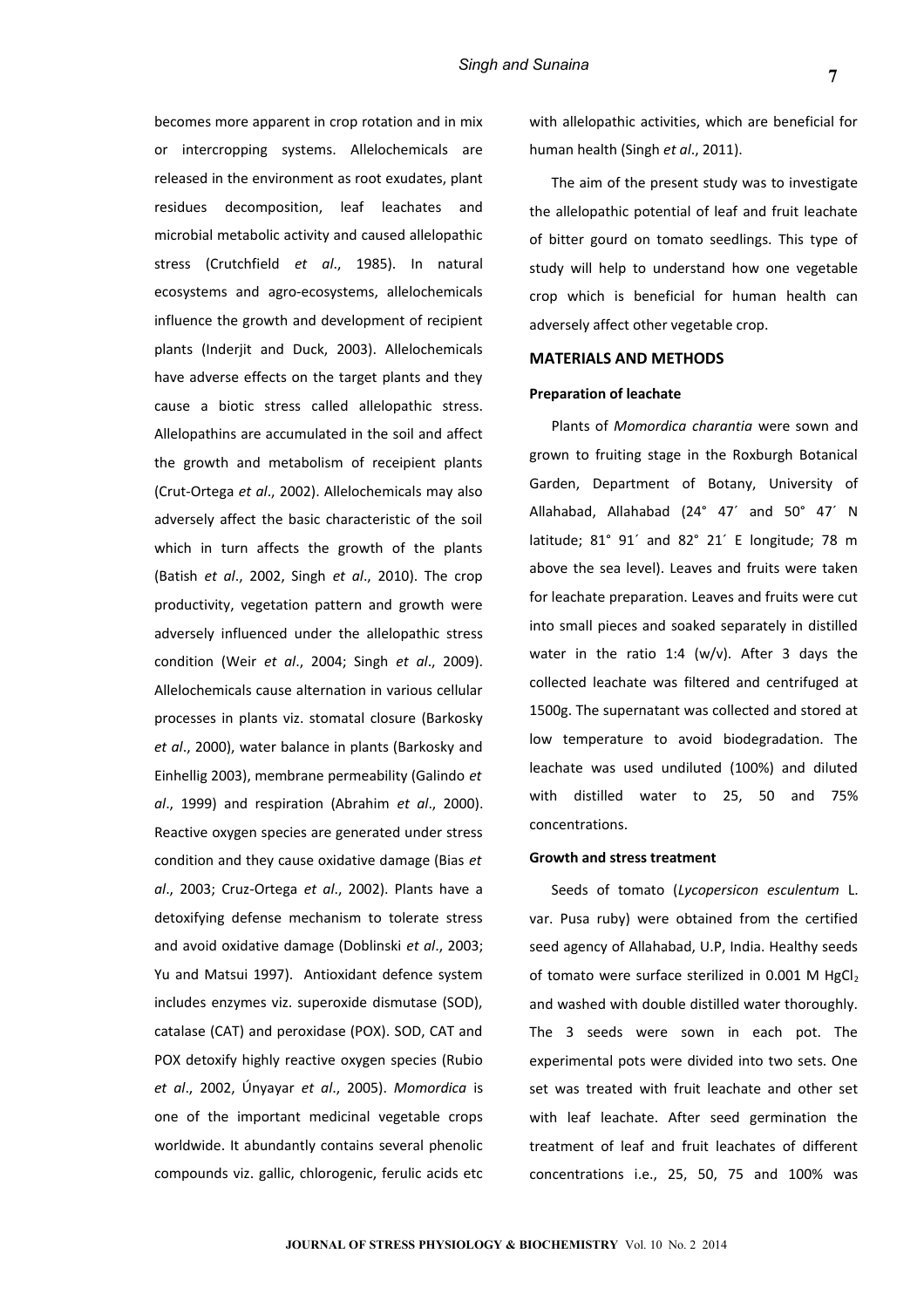becomes more apparent in crop rotation and in mix or intercropping systems. Allelochemicals are released in the environment as root exudates, plant residues decomposition, leaf leachates and microbial metabolic activity and caused allelopathic stress (Crutchfield *et al*., 1985). In natural ecosystems and agro-ecosystems, allelochemicals influence the growth and development of recipient plants (Inderjit and Duck, 2003). Allelochemicals have adverse effects on the target plants and they cause a biotic stress called allelopathic stress. Allelopathins are accumulated in the soil and affect the growth and metabolism of receipient plants (Crut-Ortega *et al*., 2002). Allelochemicals may also adversely affect the basic characteristic of the soil which in turn affects the growth of the plants (Batish *et al*., 2002, Singh *et al*., 2010). The crop productivity, vegetation pattern and growth were adversely influenced under the allelopathic stress condition (Weir *et al*., 2004; Singh *et al*., 2009). Allelochemicals cause alternation in various cellular processes in plants viz. stomatal closure (Barkosky *et al*., 2000), water balance in plants (Barkosky and Einhellig 2003), membrane permeability (Galindo *et al*., 1999) and respiration (Abrahim *et al*., 2000). Reactive oxygen species are generated under stress condition and they cause oxidative damage (Bias *et al*., 2003; Cruz-Ortega *et al*., 2002). Plants have a detoxifying defense mechanism to tolerate stress and avoid oxidative damage (Doblinski *et al*., 2003; Yu and Matsui 1997). Antioxidant defence system includes enzymes viz. superoxide dismutase (SOD), catalase (CAT) and peroxidase (POX). SOD, CAT and POX detoxify highly reactive oxygen species (Rubio *et al*., 2002, Ünyayar *et al*., 2005). *Momordica* is one of the important medicinal vegetable crops worldwide. It abundantly contains several phenolic compounds viz. gallic, chlorogenic, ferulic acids etc with allelopathic activities, which are beneficial for human health (Singh *et al*., 2011).

The aim of the present study was to investigate the allelopathic potential of leaf and fruit leachate of bitter gourd on tomato seedlings. This type of study will help to understand how one vegetable crop which is beneficial for human health can adversely affect other vegetable crop.

## MATERIALS AND METHODS

### Preparation of leachate

Plants of *Momordica charantia* were sown and grown to fruiting stage in the Roxburgh Botanical Garden, Department of Botany, University of Allahabad, Allahabad (24° 47´ and 50° 47´ N latitude; 81° 91´ and 82° 21´ E longitude; 78 m above the sea level). Leaves and fruits were taken for leachate preparation. Leaves and fruits were cut into small pieces and soaked separately in distilled water in the ratio 1:4 (w/v). After 3 days the collected leachate was filtered and centrifuged at 1500g. The supernatant was collected and stored at low temperature to avoid biodegradation. The leachate was used undiluted (100%) and diluted with distilled water to 25, 50 and 75% concentrations.

### Growth and stress treatment

Seeds of tomato (*Lycopersicon esculentum* L. var. Pusa ruby) were obtained from the certified seed agency of Allahabad, U.P, India. Healthy seeds of tomato were surface sterilized in 0.001 M $HgCl_2$ and washed with double distilled water thoroughly. The 3 seeds were sown in each pot. The experimental pots were divided into two sets. One set was treated with fruit leachate and other set with leaf leachate. After seed germination the treatment of leaf and fruit leachates of different concentrations i.e., 25, 50, 75 and 100% was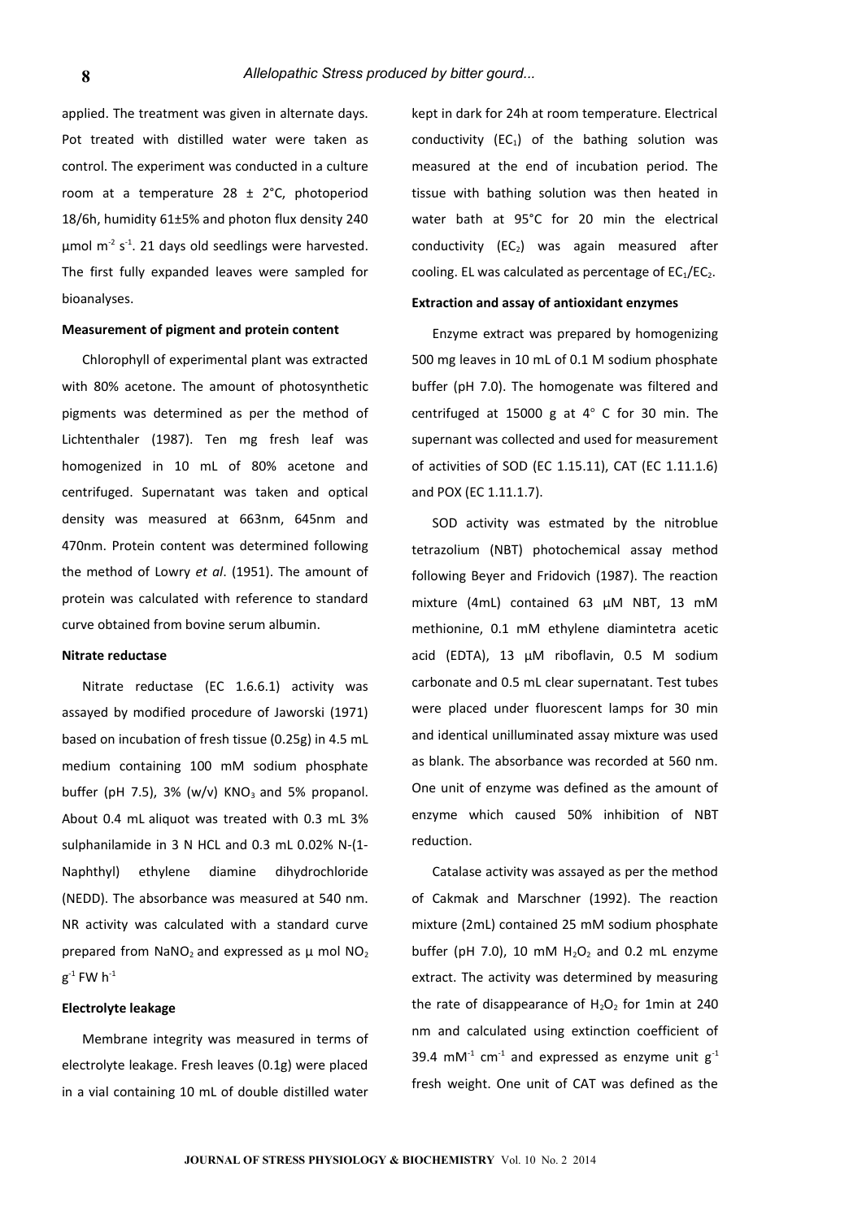applied. The treatment was given in alternate days. Pot treated with distilled water were taken as control. The experiment was conducted in a culture room at a temperature 28 ± 2°C, photoperiod 18/6h, humidity 61±5% and photon flux density 240 µmol $m^{-2}$ $s^{-1}$. 21 days old seedlings were harvested. The first fully expanded leaves were sampled for bioanalyses.

**Measurement of pigment and protein content**

Chlorophyll of experimental plant was extracted with 80% acetone. The amount of photosynthetic pigments was determined as per the method of Lichtenthaler (1987). Ten mg fresh leaf was homogenized in 10 mL of 80% acetone and centrifuged. Supernatant was taken and optical density was measured at 663nm, 645nm and 470nm. Protein content was determined following the method of Lowry *et al*. (1951). The amount of protein was calculated with reference to standard curve obtained from bovine serum albumin.

**Nitrate reductase**

Nitrate reductase (EC 1.6.6.1) activity was assayed by modified procedure of Jaworski (1971) based on incubation of fresh tissue (0.25g) in 4.5 mL medium containing 100 mM sodium phosphate buffer (pH 7.5), 3% (w/v) $KNO_3$ and 5% propanol. About 0.4 mL aliquot was treated with 0.3 mL 3% sulphanilamide in 3 N HCL and 0.3 mL 0.02% N-(1-Naphthyl) ethylene diamine dihydrochloride (NEDD). The absorbance was measured at 540 nm. NR activity was calculated with a standard curve prepared from $NaNO_2$ and expressed as µ mol $NO_2$ $g^{-1}$ FW $h^{-1}$

**Electrolyte leakage**

Membrane integrity was measured in terms of electrolyte leakage. Fresh leaves (0.1g) were placed in a vial containing 10 mL of double distilled water kept in dark for 24h at room temperature. Electrical conductivity ($EC_1$) of the bathing solution was measured at the end of incubation period. The tissue with bathing solution was then heated in water bath at 95°C for 20 min the electrical conductivity ($EC_2$) was again measured after cooling. EL was calculated as percentage of $EC_1/EC_2$.

**Extraction and assay of antioxidant enzymes**

Enzyme extract was prepared by homogenizing 500 mg leaves in 10 mL of 0.1 M sodium phosphate buffer (pH 7.0). The homogenate was filtered and centrifuged at 15000 g at 4° C for 30 min. The supernant was collected and used for measurement of activities of SOD (EC 1.15.11), CAT (EC 1.11.1.6) and POX (EC 1.11.1.7).

SOD activity was estmated by the nitroblue tetrazolium (NBT) photochemical assay method following Beyer and Fridovich (1987). The reaction mixture (4mL) contained 63 µM NBT, 13 mM methionine, 0.1 mM ethylene diamintetra acetic acid (EDTA), 13 µM riboflavin, 0.5 M sodium carbonate and 0.5 mL clear supernatant. Test tubes were placed under fluorescent lamps for 30 min and identical unilluminated assay mixture was used as blank. The absorbance was recorded at 560 nm. One unit of enzyme was defined as the amount of enzyme which caused 50% inhibition of NBT reduction.

Catalase activity was assayed as per the method of Cakmak and Marschner (1992). The reaction mixture (2mL) contained 25 mM sodium phosphate buffer (pH 7.0), 10 mM $H_2O_2$ and 0.2 mL enzyme extract. The activity was determined by measuring the rate of disappearance of $H_2O_2$ for 1min at 240 nm and calculated using extinction coefficient of 39.4 $mM^{-1}$ $cm^{-1}$ and expressed as enzyme unit $g^{-1}$ fresh weight. One unit of CAT was defined as the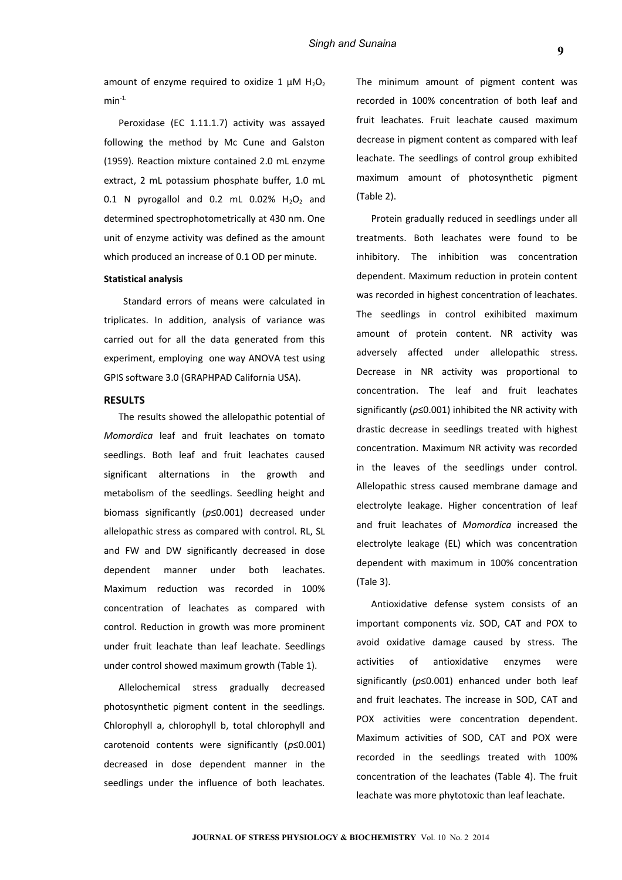amount of enzyme required to oxidize 1 μM $H_2O_2$ $min^{-1.}$

Peroxidase (EC 1.11.1.7) activity was assayed following the method by Mc Cune and Galston (1959). Reaction mixture contained 2.0 mL enzyme extract, 2 mL potassium phosphate buffer, 1.0 mL 0.1 N pyrogallol and 0.2 mL 0.02% $H_2O_2$ and determined spectrophotometrically at 430 nm. One unit of enzyme activity was defined as the amount which produced an increase of 0.1 OD per minute.

**Statistical analysis**

Standard errors of means were calculated in triplicates. In addition, analysis of variance was carried out for all the data generated from this experiment, employing one way ANOVA test using GPIS software 3.0 (GRAPHPAD California USA).

## RESULTS

The results showed the allelopathic potential of *Momordica* leaf and fruit leachates on tomato seedlings. Both leaf and fruit leachates caused significant alternations in the growth and metabolism of the seedlings. Seedling height and biomass significantly ($p \leq 0.001$) decreased under allelopathic stress as compared with control. RL, SL and FW and DW significantly decreased in dose dependent manner under both leachates. Maximum reduction was recorded in 100% concentration of leachates as compared with control. Reduction in growth was more prominent under fruit leachate than leaf leachate. Seedlings under control showed maximum growth (Table 1).

Allelochemical stress gradually decreased photosynthetic pigment content in the seedlings. Chlorophyll a, chlorophyll b, total chlorophyll and carotenoid contents were significantly ($p \leq 0.001$) decreased in dose dependent manner in the seedlings under the influence of both leachates. The minimum amount of pigment content was recorded in 100% concentration of both leaf and fruit leachates. Fruit leachate caused maximum decrease in pigment content as compared with leaf leachate. The seedlings of control group exhibited maximum amount of photosynthetic pigment (Table 2).

Protein gradually reduced in seedlings under all treatments. Both leachates were found to be inhibitory. The inhibition was concentration dependent. Maximum reduction in protein content was recorded in highest concentration of leachates. The seedlings in control exihibited maximum amount of protein content. NR activity was adversely affected under allelopathic stress. Decrease in NR activity was proportional to concentration. The leaf and fruit leachates significantly ($p \leq 0.001$) inhibited the NR activity with drastic decrease in seedlings treated with highest concentration. Maximum NR activity was recorded in the leaves of the seedlings under control. Allelopathic stress caused membrane damage and electrolyte leakage. Higher concentration of leaf and fruit leachates of *Momordica* increased the electrolyte leakage (EL) which was concentration dependent with maximum in 100% concentration (Tale 3).

Antioxidative defense system consists of an important components viz. SOD, CAT and POX to avoid oxidative damage caused by stress. The activities of antioxidative enzymes were significantly ($p \leq 0.001$) enhanced under both leaf and fruit leachates. The increase in SOD, CAT and POX activities were concentration dependent. Maximum activities of SOD, CAT and POX were recorded in the seedlings treated with 100% concentration of the leachates (Table 4). The fruit leachate was more phytotoxic than leaf leachate.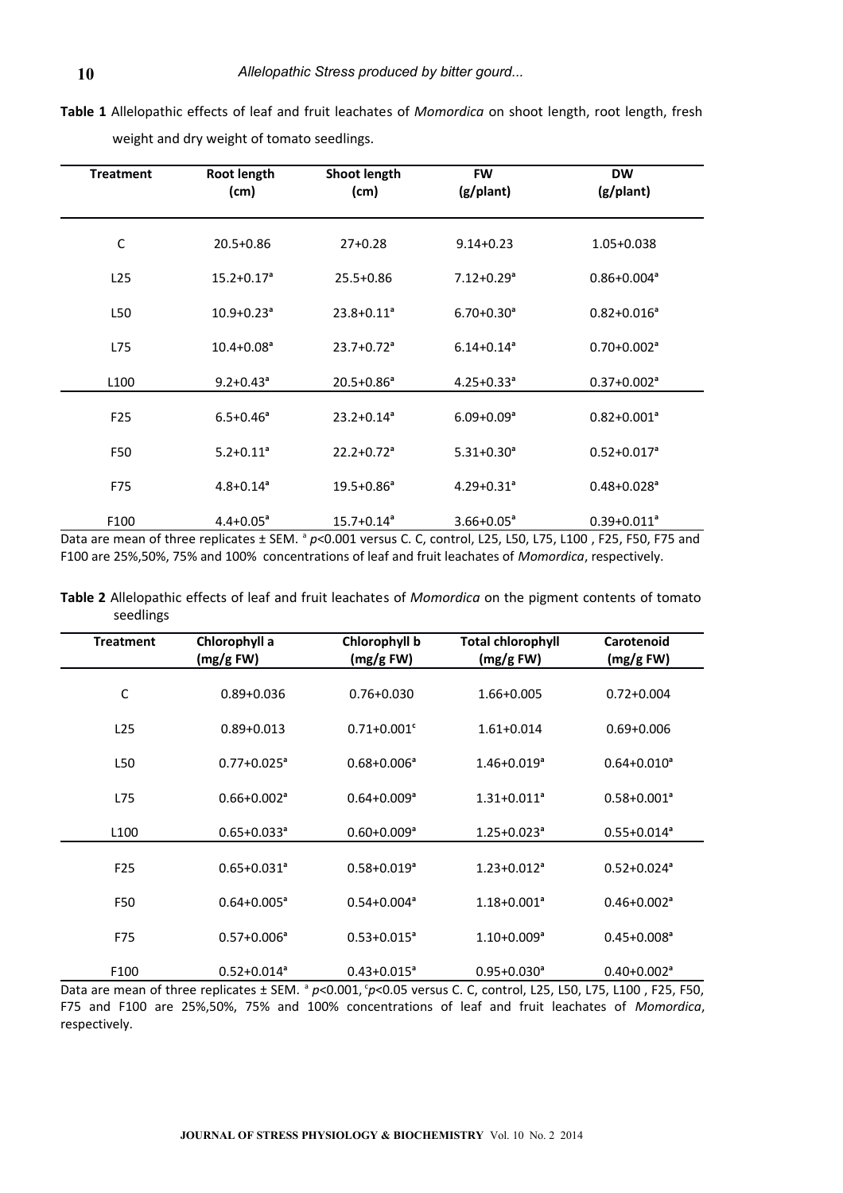**Table 1** Allelopathic effects of leaf and fruit leachates of *Momordica* on shoot length, root length, fresh weight and dry weight of tomato seedlings.

| Treatment | Root length (cm) | Shoot length (cm) | FW (g/plant) | DW (g/plant) |
|---|---|---|---|---|
| C | 20.5+0.86 | 27+0.28 | 9.14+0.23 | 1.05+0.038 |
| L25 | 15.2+0.17[a] | 25.5+0.86 | 7.12+0.29[a] | 0.86+0.004[a] |
| L50 | 10.9+0.23[a] | 23.8+0.11[a] | 6.70+0.30[a] | 0.82+0.016[a] |
| L75 | 10.4+0.08[a] | 23.7+0.72[a] | 6.14+0.14[a] | 0.70+0.002[a] |
| L100 | 9.2+0.43[a] | 20.5+0.86[a] | 4.25+0.33[a] | 0.37+0.002[a] |
| F25 | 6.5+0.46[a] | 23.2+0.14[a] | 6.09+0.09[a] | 0.82+0.001[a] |
| F50 | 5.2+0.11[a] | 22.2+0.72[a] | 5.31+0.30[a] | 0.52+0.017[a] |
| F75 | 4.8+0.14[a] | 19.5+0.86[a] | 4.29+0.31[a] | 0.48+0.028[a] |
| F100 | 4.4+0.05[a] | 15.7+0.14[a] | 3.66+0.05[a] | 0.39+0.011[a] |

Data are mean of three replicates ± SEM. [a] $p<0.001$ versus C. C, control, L25, L50, L75, L100 , F25, F50, F75 and F100 are 25%,50%, 75% and 100% concentrations of leaf and fruit leachates of *Momordica*, respectively.

**Table 2** Allelopathic effects of leaf and fruit leachates of *Momordica* on the pigment contents of tomato seedlings

| Treatment | Chlorophyll a (mg/g FW) | Chlorophyll b (mg/g FW) | Total chlorophyll (mg/g FW) | Carotenoid (mg/g FW) |
|---|---|---|---|---|
| C | 0.89+0.036 | 0.76+0.030 | 1.66+0.005 | 0.72+0.004 |
| L25 | 0.89+0.013 | 0.71+0.001[c] | 1.61+0.014 | 0.69+0.006 |
| L50 | 0.77+0.025[a] | 0.68+0.006[a] | 1.46+0.019[a] | 0.64+0.010[a] |
| L75 | 0.66+0.002[a] | 0.64+0.009[a] | 1.31+0.011[a] | 0.58+0.001[a] |
| L100 | 0.65+0.033[a] | 0.60+0.009[a] | 1.25+0.023[a] | 0.55+0.014[a] |
| F25 | 0.65+0.031[a] | 0.58+0.019[a] | 1.23+0.012[a] | 0.52+0.024[a] |
| F50 | 0.64+0.005[a] | 0.54+0.004[a] | 1.18+0.001[a] | 0.46+0.002[a] |
| F75 | 0.57+0.006[a] | 0.53+0.015[a] | 1.10+0.009[a] | 0.45+0.008[a] |
| F100 | 0.52+0.014[a] | 0.43+0.015[a] | 0.95+0.030[a] | 0.40+0.002[a] |

Data are mean of three replicates ± SEM. [a] $p<0.001$, [c] $p<0.05$ versus C. C, control, L25, L50, L75, L100 , F25, F50, F75 and F100 are 25%,50%, 75% and 100% concentrations of leaf and fruit leachates of *Momordica*, respectively.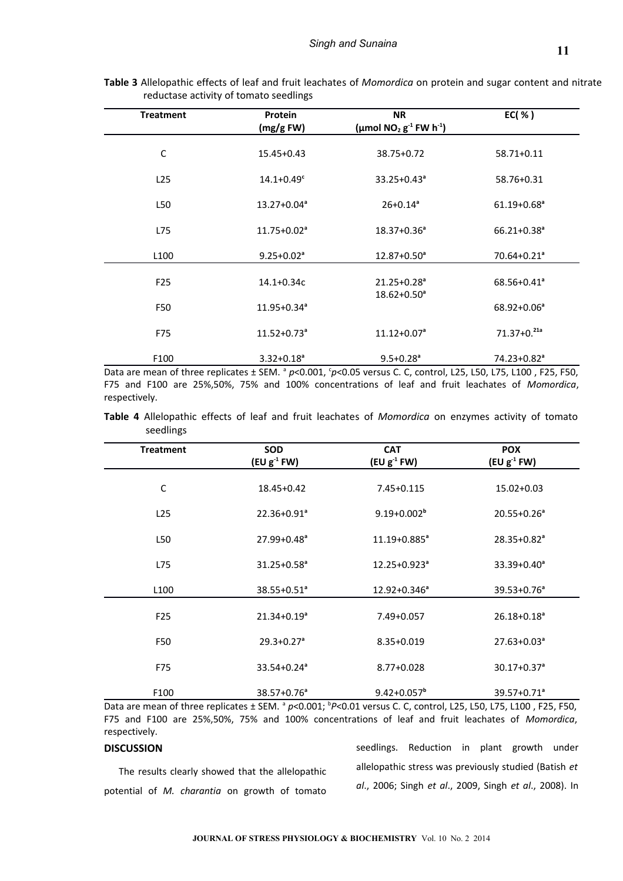**Table 3** Allelopathic effects of leaf and fruit leachates of *Momordica* on protein and sugar content and nitrate reductase activity of tomato seedlings

| Treatment | Protein (mg/g FW) | NR (μmol $NO_2$ $g^{-1}$ FW $h^{-1}$) | EC( % ) |
|---|---|---|---|
| C | 15.45+0.43 | 38.75+0.72 | 58.71+0.11 |
| L25 | 14.1+0.49[c] | 33.25+0.43[a] | 58.76+0.31 |
| L50 | 13.27+0.04[a] | 26+0.14[a] | 61.19+0.68[a] |
| L75 | 11.75+0.02[a] | 18.37+0.36[a] | 66.21+0.38[a] |
| L100 | 9.25+0.02[a] | 12.87+0.50[a] | 70.64+0.21[a] |
| F25 | 14.1+0.34c | 21.25+0.28[a] | 68.56+0.41[a] |
| F50 | 11.95+0.34[a] | 18.62+0.50[a] | 68.92+0.06[a] |
| F75 | 11.52+0.73[a] | 11.12+0.07[a] | 71.37+0.[21a] |
| F100 | 3.32+0.18[a] | 9.5+0.28[a] | 74.23+0.82[a] |

Data are mean of three replicates ± SEM. [a] $p$<0.001, [c]$p$<0.05 versus C. C, control, L25, L50, L75, L100 , F25, F50, F75 and F100 are 25%,50%, 75% and 100% concentrations of leaf and fruit leachates of *Momordica*, respectively.

**Table 4** Allelopathic effects of leaf and fruit leachates of *Momordica* on enzymes activity of tomato seedlings

| Treatment | SOD (EU $g^{-1}$ FW) | CAT (EU $g^{-1}$ FW) | POX (EU $g^{-1}$ FW) |
|---|---|---|---|
| C | 18.45+0.42 | 7.45+0.115 | 15.02+0.03 |
| L25 | 22.36+0.91[a] | 9.19+0.002[b] | 20.55+0.26[a] |
| L50 | 27.99+0.48[a] | 11.19+0.885[a] | 28.35+0.82[a] |
| L75 | 31.25+0.58[a] | 12.25+0.923[a] | 33.39+0.40[a] |
| L100 | 38.55+0.51[a] | 12.92+0.346[a] | 39.53+0.76[a] |
| F25 | 21.34+0.19[a] | 7.49+0.057 | 26.18+0.18[a] |
| F50 | 29.3+0.27[a] | 8.35+0.019 | 27.63+0.03[a] |
| F75 | 33.54+0.24[a] | 8.77+0.028 | 30.17+0.37[a] |
| F100 | 38.57+0.76[a] | 9.42+0.057[b] | 39.57+0.71[a] |

Data are mean of three replicates ± SEM. [a] $p$<0.001; [b]$P$<0.01 versus C. C, control, L25, L50, L75, L100 , F25, F50, F75 and F100 are 25%,50%, 75% and 100% concentrations of leaf and fruit leachates of *Momordica*, respectively.

## DISCUSSION

The results clearly showed that the allelopathic potential of *M. charantia* on growth of tomato seedlings. Reduction in plant growth under allelopathic stress was previously studied (Batish *et al*., 2006; Singh *et al*., 2009, Singh *et al*., 2008). In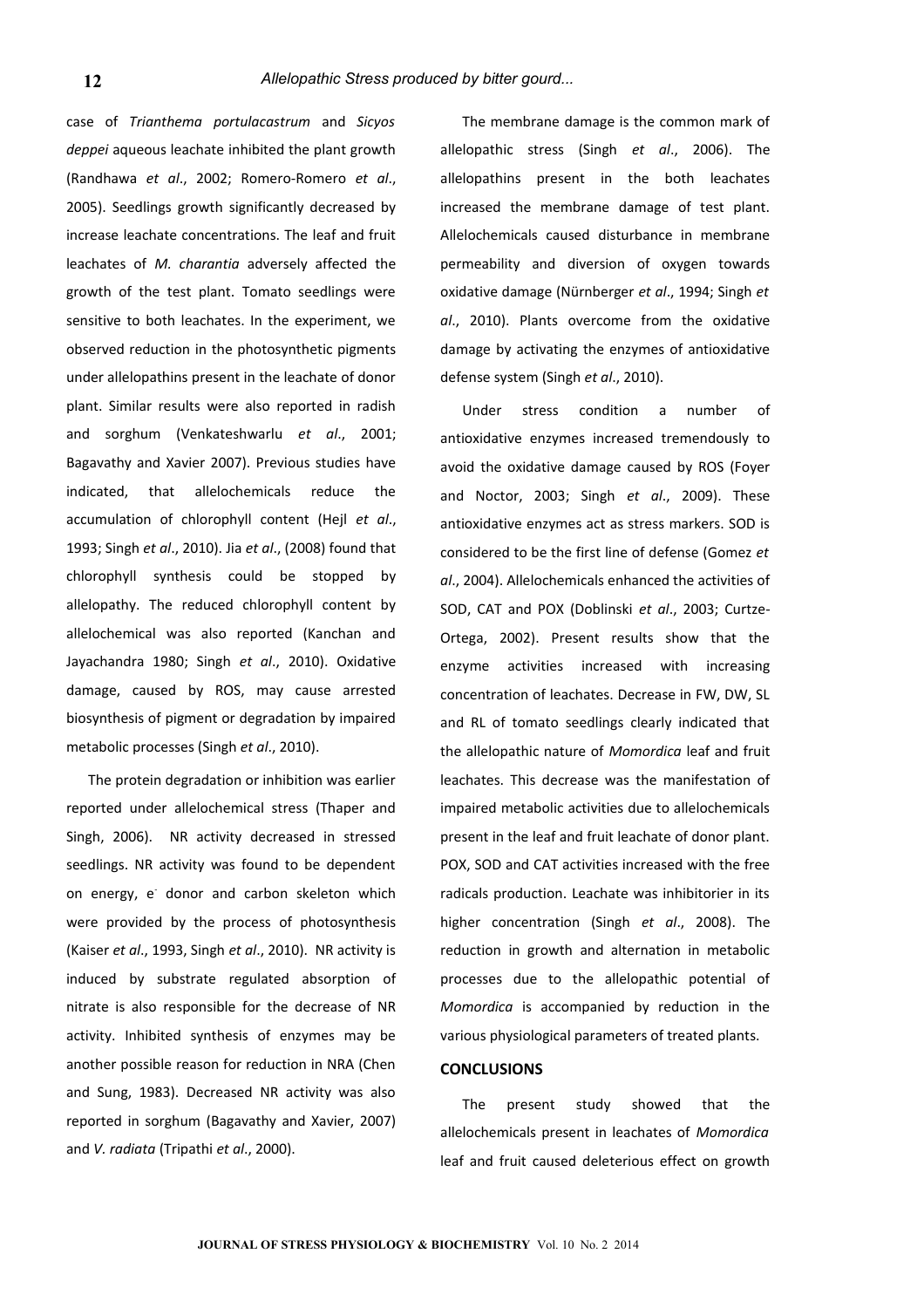case of *Trianthema portulacastrum* and *Sicyos deppei* aqueous leachate inhibited the plant growth (Randhawa *et al*., 2002; Romero-Romero *et al*., 2005). Seedlings growth significantly decreased by increase leachate concentrations. The leaf and fruit leachates of *M. charantia* adversely affected the growth of the test plant. Tomato seedlings were sensitive to both leachates. In the experiment, we observed reduction in the photosynthetic pigments under allelopathins present in the leachate of donor plant. Similar results were also reported in radish and sorghum (Venkateshwarlu *et al*., 2001; Bagavathy and Xavier 2007). Previous studies have indicated, that allelochemicals reduce the accumulation of chlorophyll content (Hejl *et al*., 1993; Singh *et al*., 2010). Jia *et al*., (2008) found that chlorophyll synthesis could be stopped by allelopathy. The reduced chlorophyll content by allelochemical was also reported (Kanchan and Jayachandra 1980; Singh *et al*., 2010). Oxidative damage, caused by ROS, may cause arrested biosynthesis of pigment or degradation by impaired metabolic processes (Singh *et al*., 2010).

The protein degradation or inhibition was earlier reported under allelochemical stress (Thaper and Singh, 2006). NR activity decreased in stressed seedlings. NR activity was found to be dependent on energy, $e^-$ donor and carbon skeleton which were provided by the process of photosynthesis (Kaiser *et al*., 1993, Singh *et al*., 2010). NR activity is induced by substrate regulated absorption of nitrate is also responsible for the decrease of NR activity. Inhibited synthesis of enzymes may be another possible reason for reduction in NRA (Chen and Sung, 1983). Decreased NR activity was also reported in sorghum (Bagavathy and Xavier, 2007) and *V. radiata* (Tripathi *et al*., 2000).

The membrane damage is the common mark of allelopathic stress (Singh *et al*., 2006). The allelopathins present in the both leachates increased the membrane damage of test plant. Allelochemicals caused disturbance in membrane permeability and diversion of oxygen towards oxidative damage (Nürnberger *et al*., 1994; Singh *et al*., 2010). Plants overcome from the oxidative damage by activating the enzymes of antioxidative defense system (Singh *et al*., 2010).

Under stress condition a number of antioxidative enzymes increased tremendously to avoid the oxidative damage caused by ROS (Foyer and Noctor, 2003; Singh *et al*., 2009). These antioxidative enzymes act as stress markers. SOD is considered to be the first line of defense (Gomez *et al*., 2004). Allelochemicals enhanced the activities of SOD, CAT and POX (Doblinski *et al*., 2003; Curtze-Ortega, 2002). Present results show that the enzyme activities increased with increasing concentration of leachates. Decrease in FW, DW, SL and RL of tomato seedlings clearly indicated that the allelopathic nature of *Momordica* leaf and fruit leachates. This decrease was the manifestation of impaired metabolic activities due to allelochemicals present in the leaf and fruit leachate of donor plant. POX, SOD and CAT activities increased with the free radicals production. Leachate was inhibitorier in its higher concentration (Singh *et al*., 2008). The reduction in growth and alternation in metabolic processes due to the allelopathic potential of *Momordica* is accompanied by reduction in the various physiological parameters of treated plants.

## CONCLUSIONS

The present study showed that the allelochemicals present in leachates of *Momordica* leaf and fruit caused deleterious effect on growth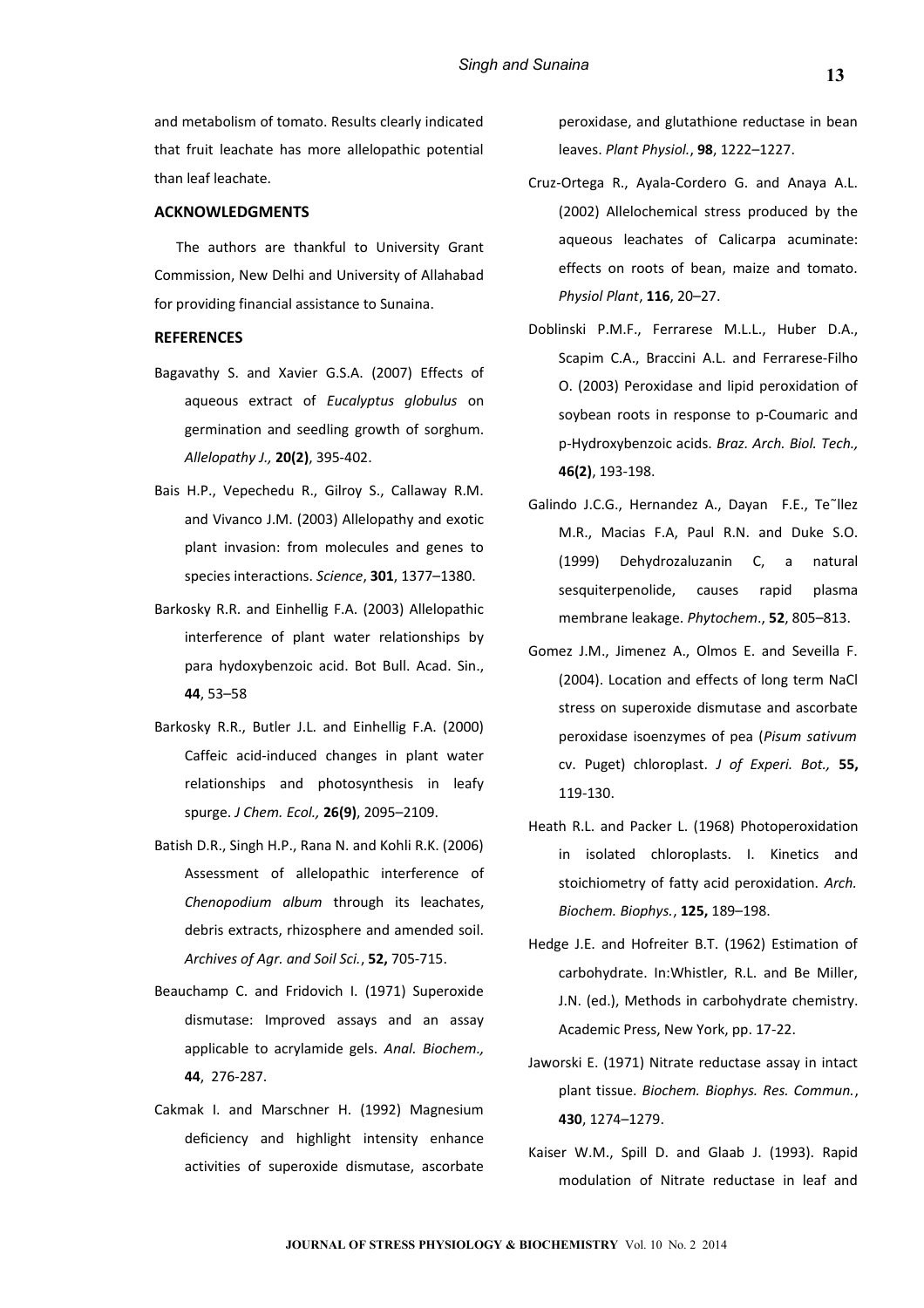and metabolism of tomato. Results clearly indicated that fruit leachate has more allelopathic potential than leaf leachate.

## ACKNOWLEDGMENTS

The authors are thankful to University Grant Commission, New Delhi and University of Allahabad for providing financial assistance to Sunaina.

## REFERENCES

Bagavathy S. and Xavier G.S.A. (2007) Effects of aqueous extract of *Eucalyptus globulus* on germination and seedling growth of sorghum. *Allelopathy J.,* **20(2)**, 395-402.

Bais H.P., Vepechedu R., Gilroy S., Callaway R.M. and Vivanco J.M. (2003) Allelopathy and exotic plant invasion: from molecules and genes to species interactions. *Science*, **301**, 1377–1380.

Barkosky R.R. and Einhellig F.A. (2003) Allelopathic interference of plant water relationships by para hydoxybenzoic acid. Bot Bull. Acad. Sin., **44**, 53–58

Barkosky R.R., Butler J.L. and Einhellig F.A. (2000) Caffeic acid-induced changes in plant water relationships and photosynthesis in leafy spurge. *J Chem. Ecol.,* **26(9)**, 2095–2109.

Batish D.R., Singh H.P., Rana N. and Kohli R.K. (2006) Assessment of allelopathic interference of *Chenopodium album* through its leachates, debris extracts, rhizosphere and amended soil. *Archives of Agr. and Soil Sci.*, **52,** 705-715.

Beauchamp C. and Fridovich I. (1971) Superoxide dismutase: Improved assays and an assay applicable to acrylamide gels. *Anal. Biochem.,* **44**, 276-287.

Cakmak I. and Marschner H. (1992) Magnesium deficiency and highlight intensity enhance activities of superoxide dismutase, ascorbate peroxidase, and glutathione reductase in bean leaves. *Plant Physiol.*, **98**, 1222–1227.

Cruz-Ortega R., Ayala-Cordero G. and Anaya A.L. (2002) Allelochemical stress produced by the aqueous leachates of Calicarpa acuminate: effects on roots of bean, maize and tomato. *Physiol Plant*, **116**, 20–27.

Doblinski P.M.F., Ferrarese M.L.L., Huber D.A., Scapim C.A., Braccini A.L. and Ferrarese-Filho O. (2003) Peroxidase and lipid peroxidation of soybean roots in response to p-Coumaric and p-Hydroxybenzoic acids. *Braz. Arch. Biol. Tech.,* **46(2)**, 193-198.

Galindo J.C.G., Hernandez A., Dayan F.E., Te˜llez M.R., Macias F.A, Paul R.N. and Duke S.O. (1999) Dehydrozaluzanin C, a natural sesquiterpenolide, causes rapid plasma membrane leakage. *Phytochem*., **52**, 805–813.

Gomez J.M., Jimenez A., Olmos E. and Seveilla F. (2004). Location and effects of long term NaCl stress on superoxide dismutase and ascorbate peroxidase isoenzymes of pea (*Pisum sativum* cv. Puget) chloroplast. *J of Experi. Bot.,* **55,** 119-130.

Heath R.L. and Packer L. (1968) Photoperoxidation in isolated chloroplasts. I. Kinetics and stoichiometry of fatty acid peroxidation. *Arch. Biochem. Biophys.*, **125,** 189–198.

Hedge J.E. and Hofreiter B.T. (1962) Estimation of carbohydrate. In:Whistler, R.L. and Be Miller, J.N. (ed.), Methods in carbohydrate chemistry. Academic Press, New York, pp. 17-22.

Jaworski E. (1971) Nitrate reductase assay in intact plant tissue. *Biochem. Biophys. Res. Commun.*, **430**, 1274–1279.

Kaiser W.M., Spill D. and Glaab J. (1993). Rapid modulation of Nitrate reductase in leaf and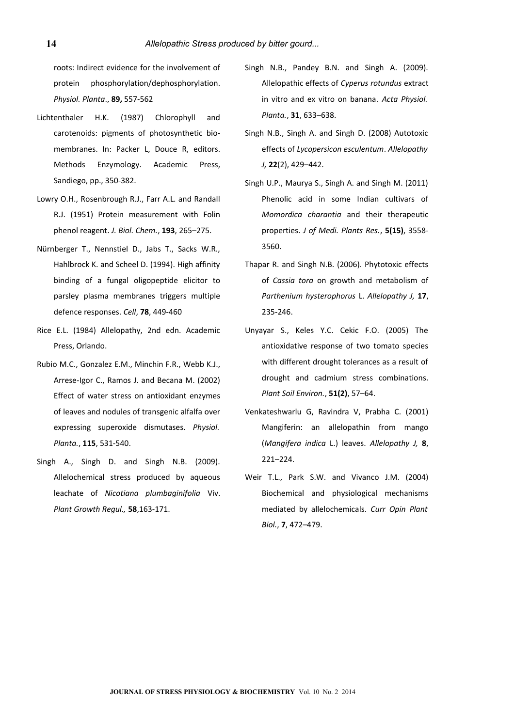roots: Indirect evidence for the involvement of protein phosphorylation/dephosphorylation. *Physiol. Planta*., **89,** 557-562

Lichtenthaler H.K. (1987) Chlorophyll and carotenoids: pigments of photosynthetic biomembranes. In: Packer L, Douce R, editors. Methods Enzymology. Academic Press, Sandiego, pp., 350-382.

Lowry O.H., Rosenbrough R.J., Farr A.L. and Randall R.J. (1951) Protein measurement with Folin phenol reagent. *J. Biol. Chem.*, **193**, 265–275.

Nürnberger T., Nennstiel D., Jabs T., Sacks W.R., Hahlbrock K. and Scheel D. (1994). High affinity binding of a fungal oligopeptide elicitor to parsley plasma membranes triggers multiple defence responses. *Cell*, **78**, 449-460

Rice E.L. (1984) Allelopathy, 2nd edn. Academic Press, Orlando.

Rubio M.C., Gonzalez E.M., Minchin F.R., Webb K.J., Arrese-Igor C., Ramos J. and Becana M. (2002) Effect of water stress on antioxidant enzymes of leaves and nodules of transgenic alfalfa over expressing superoxide dismutases. *Physiol. Planta.*, **115**, 531-540.

Singh A., Singh D. and Singh N.B. (2009). Allelochemical stress produced by aqueous leachate of *Nicotiana plumbaginifolia* Viv. *Plant Growth Regul.,* **58**,163-171.

Singh N.B., Pandey B.N. and Singh A. (2009). Allelopathic effects of *Cyperus rotundus* extract in vitro and ex vitro on banana. *Acta Physiol. Planta.*, **31**, 633–638.

Singh N.B., Singh A. and Singh D. (2008) Autotoxic effects of *Lycopersicon esculentum*. *Allelopathy J,* **22**(2), 429–442.

Singh U.P., Maurya S., Singh A. and Singh M. (2011) Phenolic acid in some Indian cultivars of *Momordica charantia* and their therapeutic properties. *J of Medi. Plants Res.*, **5(15)**, 3558-3560.

Thapar R. and Singh N.B. (2006). Phytotoxic effects of *Cassia tora* on growth and metabolism of *Parthenium hysterophorus* L. *Allelopathy J,* **17**, 235-246.

Unyayar S., Keles Y.C. Cekic F.O. (2005) The antioxidative response of two tomato species with different drought tolerances as a result of drought and cadmium stress combinations. *Plant Soil Environ.*, **51(2)**, 57–64.

Venkateshwarlu G, Ravindra V, Prabha C. (2001) Mangiferin: an allelopathin from mango (*Mangifera indica* L.) leaves. *Allelopathy J,* **8**, 221–224.

Weir T.L., Park S.W. and Vivanco J.M. (2004) Biochemical and physiological mechanisms mediated by allelochemicals. *Curr Opin Plant Biol.*, **7**, 472–479.